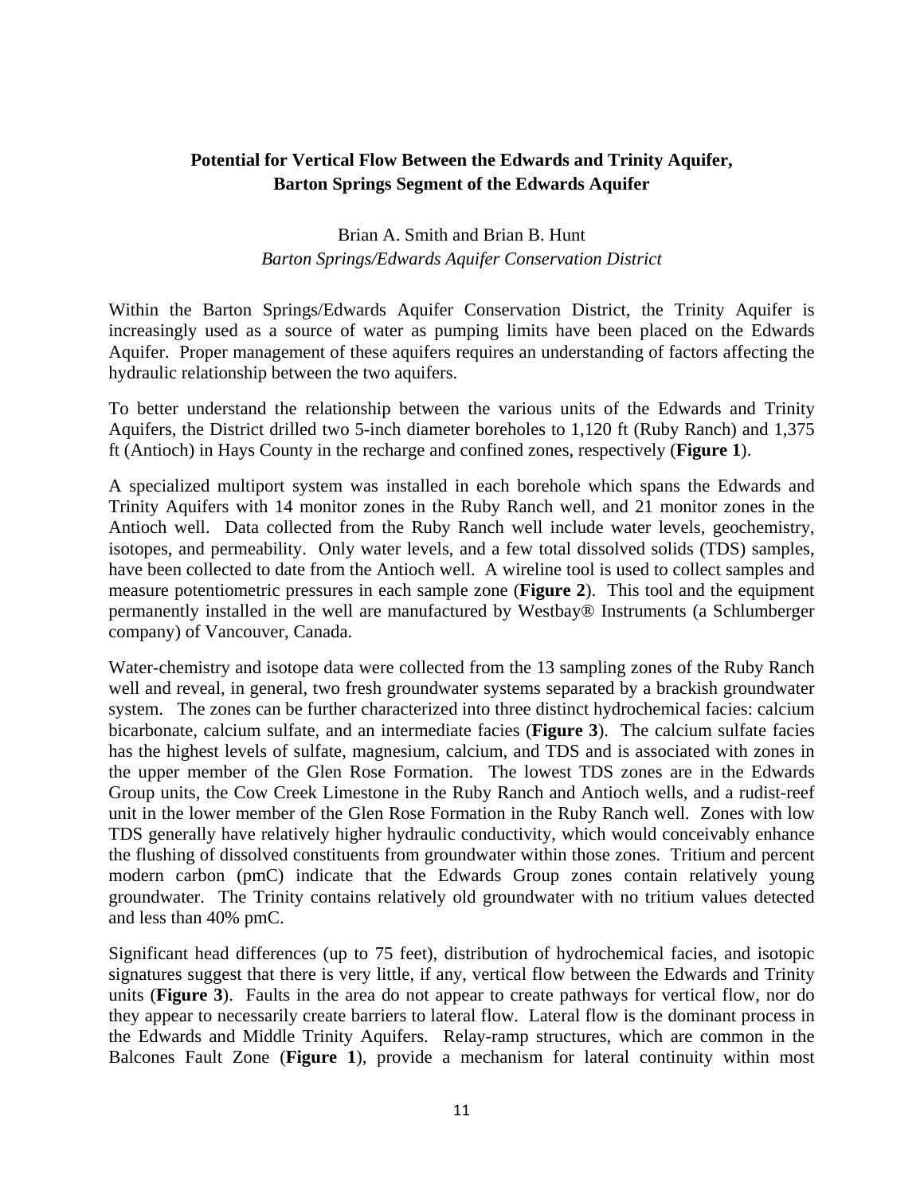# Potential for Vertical Flow Between the Edwards and Trinity Aquifer, Barton Springs Segment of the Edwards Aquifer

Brian A. Smith and Brian B. Hunt

*Barton Springs/Edwards Aquifer Conservation District*

Within the Barton Springs/Edwards Aquifer Conservation District, the Trinity Aquifer is increasingly used as a source of water as pumping limits have been placed on the Edwards Aquifer. Proper management of these aquifers requires an understanding of factors affecting the hydraulic relationship between the two aquifers.

To better understand the relationship between the various units of the Edwards and Trinity Aquifers, the District drilled two 5-inch diameter boreholes to 1,120 ft (Ruby Ranch) and 1,375 ft (Antioch) in Hays County in the recharge and confined zones, respectively (**Figure 1**).

A specialized multiport system was installed in each borehole which spans the Edwards and Trinity Aquifers with 14 monitor zones in the Ruby Ranch well, and 21 monitor zones in the Antioch well. Data collected from the Ruby Ranch well include water levels, geochemistry, isotopes, and permeability. Only water levels, and a few total dissolved solids (TDS) samples, have been collected to date from the Antioch well. A wireline tool is used to collect samples and measure potentiometric pressures in each sample zone (**Figure 2**). This tool and the equipment permanently installed in the well are manufactured by Westbay® Instruments (a Schlumberger company) of Vancouver, Canada.

Water-chemistry and isotope data were collected from the 13 sampling zones of the Ruby Ranch well and reveal, in general, two fresh groundwater systems separated by a brackish groundwater system. The zones can be further characterized into three distinct hydrochemical facies: calcium bicarbonate, calcium sulfate, and an intermediate facies (**Figure 3**). The calcium sulfate facies has the highest levels of sulfate, magnesium, calcium, and TDS and is associated with zones in the upper member of the Glen Rose Formation. The lowest TDS zones are in the Edwards Group units, the Cow Creek Limestone in the Ruby Ranch and Antioch wells, and a rudist-reef unit in the lower member of the Glen Rose Formation in the Ruby Ranch well. Zones with low TDS generally have relatively higher hydraulic conductivity, which would conceivably enhance the flushing of dissolved constituents from groundwater within those zones. Tritium and percent modern carbon (pmC) indicate that the Edwards Group zones contain relatively young groundwater. The Trinity contains relatively old groundwater with no tritium values detected and less than 40% pmC.

Significant head differences (up to 75 feet), distribution of hydrochemical facies, and isotopic signatures suggest that there is very little, if any, vertical flow between the Edwards and Trinity units (**Figure 3**). Faults in the area do not appear to create pathways for vertical flow, nor do they appear to necessarily create barriers to lateral flow. Lateral flow is the dominant process in the Edwards and Middle Trinity Aquifers. Relay-ramp structures, which are common in the Balcones Fault Zone (**Figure 1**), provide a mechanism for lateral continuity within most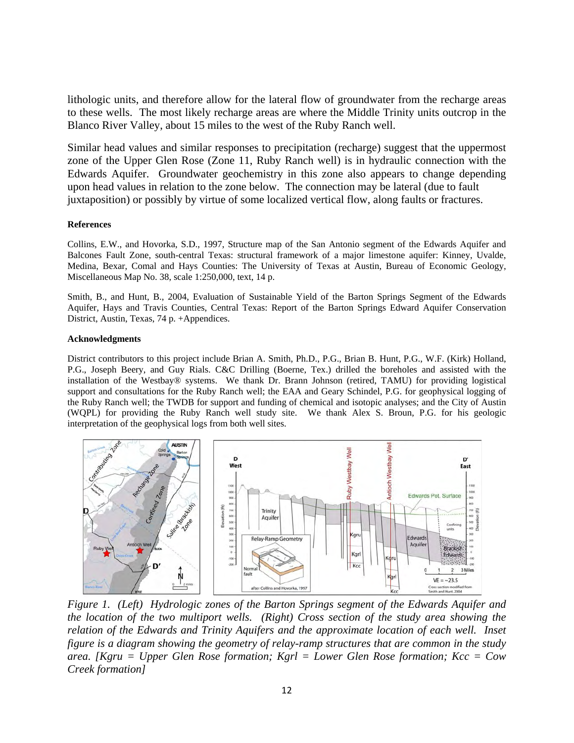lithologic units, and therefore allow for the lateral flow of groundwater from the recharge areas to these wells. The most likely recharge areas are where the Middle Trinity units outcrop in the Blanco River Valley, about 15 miles to the west of the Ruby Ranch well.

Similar head values and similar responses to precipitation (recharge) suggest that the uppermost zone of the Upper Glen Rose (Zone 11, Ruby Ranch well) is in hydraulic connection with the Edwards Aquifer. Groundwater geochemistry in this zone also appears to change depending upon head values in relation to the zone below. The connection may be lateral (due to fault juxtaposition) or possibly by virtue of some localized vertical flow, along faults or fractures.

#### References

Collins, E.W., and Hovorka, S.D., 1997, Structure map of the San Antonio segment of the Edwards Aquifer and Balcones Fault Zone, south-central Texas: structural framework of a major limestone aquifer: Kinney, Uvalde, Medina, Bexar, Comal and Hays Counties: The University of Texas at Austin, Bureau of Economic Geology, Miscellaneous Map No. 38, scale 1:250,000, text, 14 p.

Smith, B., and Hunt, B., 2004, Evaluation of Sustainable Yield of the Barton Springs Segment of the Edwards Aquifer, Hays and Travis Counties, Central Texas: Report of the Barton Springs Edward Aquifer Conservation District, Austin, Texas, 74 p. +Appendices.

#### Acknowledgments

District contributors to this project include Brian A. Smith, Ph.D., P.G., Brian B. Hunt, P.G., W.F. (Kirk) Holland, P.G., Joseph Beery, and Guy Rials. C&C Drilling (Boerne, Tex.) drilled the boreholes and assisted with the installation of the Westbay® systems. We thank Dr. Brann Johnson (retired, TAMU) for providing logistical support and consultations for the Ruby Ranch well; the EAA and Geary Schindel, P.G. for geophysical logging of the Ruby Ranch well; the TWDB for support and funding of chemical and isotopic analyses; and the City of Austin (WQPL) for providing the Ruby Ranch well study site. We thank Alex S. Broun, P.G. for his geologic interpretation of the geophysical logs from both well sites.

*Figure 1. (Left) Hydrologic zones of the Barton Springs segment of the Edwards Aquifer and the location of the two multiport wells. (Right) Cross section of the study area showing the relation of the Edwards and Trinity Aquifers and the approximate location of each well. Inset figure is a diagram showing the geometry of relay-ramp structures that are common in the study area. [Kgru = Upper Glen Rose formation; Kgrl = Lower Glen Rose formation; Kcc = Cow Creek formation]*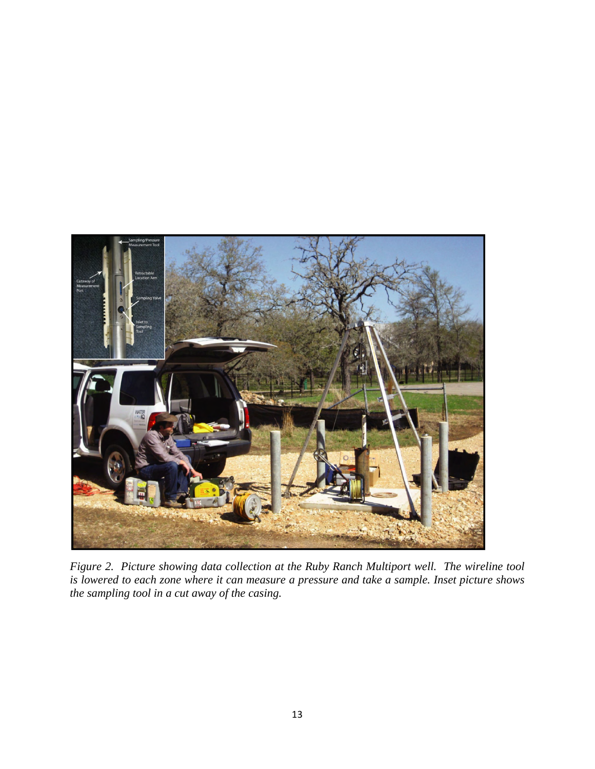*Figure 2. Picture showing data collection at the Ruby Ranch Multiport well. The wireline tool is lowered to each zone where it can measure a pressure and take a sample. Inset picture shows the sampling tool in a cut away of the casing.*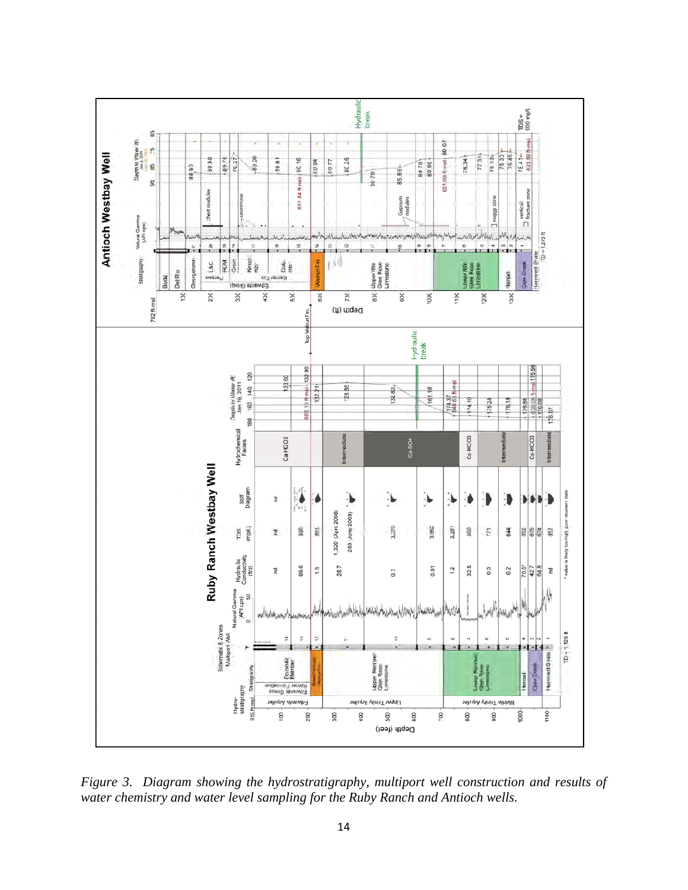Antioch Westbay Well

Ruby Ranch Westbay Well

*Figure 3. Diagram showing the hydrostratigraphy, multiport well construction and results of water chemistry and water level sampling for the Ruby Ranch and Antioch wells.*